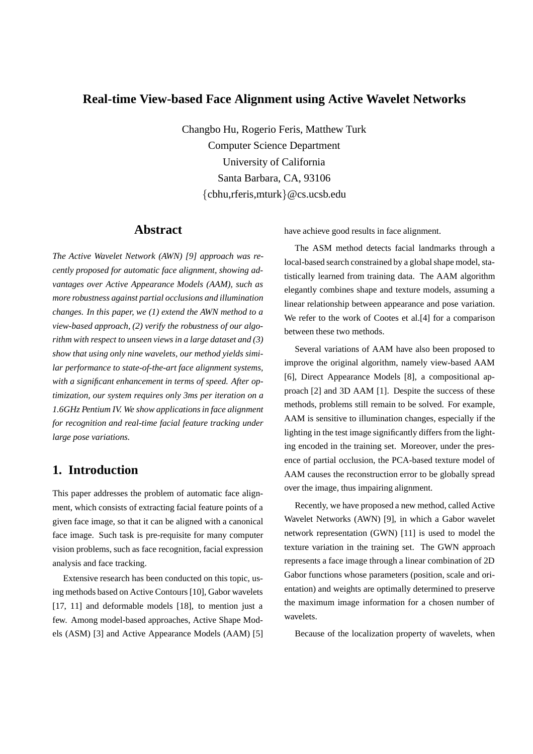# Real-time View-based Face Alignment using Active Wavelet Networks

Changbo Hu, Rogerio Feris, Matthew Turk
Computer Science Department
University of California
Santa Barbara, CA, 93106
{cbhu,rferis,mturk}@cs.ucsb.edu

## Abstract

*The Active Wavelet Network (AWN) [9] approach was recently proposed for automatic face alignment, showing advantages over Active Appearance Models (AAM), such as more robustness against partial occlusions and illumination changes. In this paper, we (1) extend the AWN method to a view-based approach, (2) verify the robustness of our algorithm with respect to unseen views in a large dataset and (3) show that using only nine wavelets, our method yields similar performance to state-of-the-art face alignment systems, with a significant enhancement in terms of speed. After optimization, our system requires only 3ms per iteration on a 1.6GHz Pentium IV. We show applications in face alignment for recognition and real-time facial feature tracking under large pose variations.*

## 1. Introduction

This paper addresses the problem of automatic face alignment, which consists of extracting facial feature points of a given face image, so that it can be aligned with a canonical face image. Such task is pre-requisite for many computer vision problems, such as face recognition, facial expression analysis and face tracking.

Extensive research has been conducted on this topic, using methods based on Active Contours [10], Gabor wavelets [17, 11] and deformable models [18], to mention just a few. Among model-based approaches, Active Shape Models (ASM) [3] and Active Appearance Models (AAM) [5] have achieve good results in face alignment.

The ASM method detects facial landmarks through a local-based search constrained by a global shape model, statistically learned from training data. The AAM algorithm elegantly combines shape and texture models, assuming a linear relationship between appearance and pose variation. We refer to the work of Cootes et al.[4] for a comparison between these two methods.

Several variations of AAM have also been proposed to improve the original algorithm, namely view-based AAM [6], Direct Appearance Models [8], a compositional approach [2] and 3D AAM [1]. Despite the success of these methods, problems still remain to be solved. For example, AAM is sensitive to illumination changes, especially if the lighting in the test image significantly differs from the lighting encoded in the training set. Moreover, under the presence of partial occlusion, the PCA-based texture model of AAM causes the reconstruction error to be globally spread over the image, thus impairing alignment.

Recently, we have proposed a new method, called Active Wavelet Networks (AWN) [9], in which a Gabor wavelet network representation (GWN) [11] is used to model the texture variation in the training set. The GWN approach represents a face image through a linear combination of 2D Gabor functions whose parameters (position, scale and orientation) and weights are optimally determined to preserve the maximum image information for a chosen number of wavelets.

Because of the localization property of wavelets, when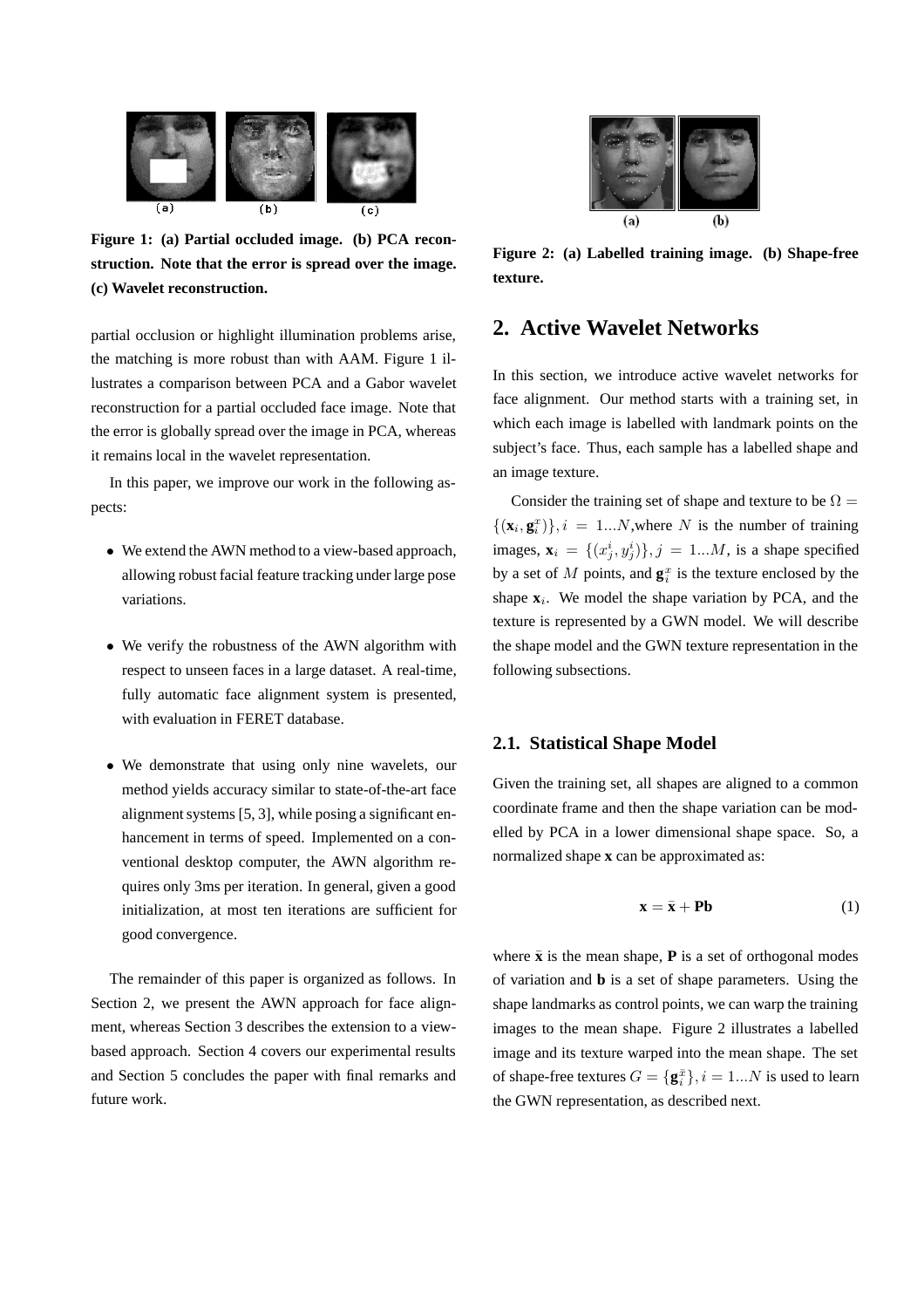Figure 1: (a) Partial occluded image. (b) PCA reconstruction. Note that the error is spread over the image. (c) Wavelet reconstruction.

partial occlusion or highlight illumination problems arise, the matching is more robust than with AAM. Figure 1 illustrates a comparison between PCA and a Gabor wavelet reconstruction for a partial occluded face image. Note that the error is globally spread over the image in PCA, whereas it remains local in the wavelet representation.

In this paper, we improve our work in the following aspects:

- We extend the AWN method to a view-based approach, allowing robust facial feature tracking under large pose variations.
- We verify the robustness of the AWN algorithm with respect to unseen faces in a large dataset. A real-time, fully automatic face alignment system is presented, with evaluation in FERET database.
- We demonstrate that using only nine wavelets, our method yields accuracy similar to state-of-the-art face alignment systems [5, 3], while posing a significant enhancement in terms of speed. Implemented on a conventional desktop computer, the AWN algorithm requires only 3ms per iteration. In general, given a good initialization, at most ten iterations are sufficient for good convergence.

The remainder of this paper is organized as follows. In Section 2, we present the AWN approach for face alignment, whereas Section 3 describes the extension to a view-based approach. Section 4 covers our experimental results and Section 5 concludes the paper with final remarks and future work.

Figure 2: (a) Labelled training image. (b) Shape-free texture.

## 2. Active Wavelet Networks

In this section, we introduce active wavelet networks for face alignment. Our method starts with a training set, in which each image is labelled with landmark points on the subject's face. Thus, each sample has a labelled shape and an image texture.

Consider the training set of shape and texture to be $\Omega = \{(\mathbf{x}_i, \mathbf{g}_i^x)\}, i = 1...N$,where $N$ is the number of training images, $\mathbf{x}_i = \{(x_j^i, y_j^i)\}, j = 1...M$, is a shape specified by a set of $M$ points, and $\mathbf{g}_i^x$ is the texture enclosed by the shape $\mathbf{x}_i$. We model the shape variation by PCA, and the texture is represented by a GWN model. We will describe the shape model and the GWN texture representation in the following subsections.

### 2.1. Statistical Shape Model

Given the training set, all shapes are aligned to a common coordinate frame and then the shape variation can be modelled by PCA in a lower dimensional shape space. So, a normalized shape **x** can be approximated as:

$$\mathbf{x} = \bar{\mathbf{x}} + \mathbf{P}\mathbf{b} \tag{1}$$

where $\bar{\mathbf{x}}$ is the mean shape, **P** is a set of orthogonal modes of variation and **b** is a set of shape parameters. Using the shape landmarks as control points, we can warp the training images to the mean shape. Figure 2 illustrates a labelled image and its texture warped into the mean shape. The set of shape-free textures $G = \{\mathbf{g}_i^{\bar{x}}\}, i = 1...N$ is used to learn the GWN representation, as described next.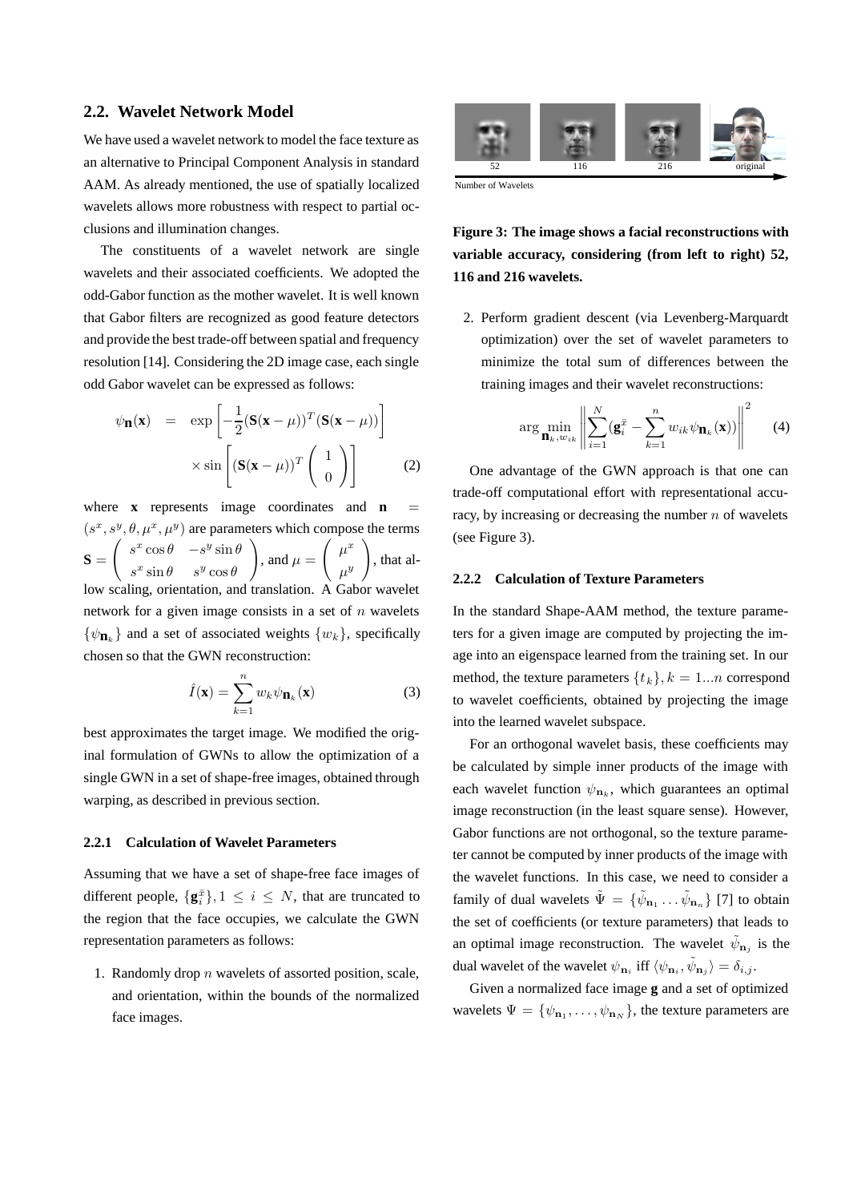## 2.2. Wavelet Network Model

We have used a wavelet network to model the face texture as an alternative to Principal Component Analysis in standard AAM. As already mentioned, the use of spatially localized wavelets allows more robustness with respect to partial occlusions and illumination changes.

The constituents of a wavelet network are single wavelets and their associated coefficients. We adopted the odd-Gabor function as the mother wavelet. It is well known that Gabor filters are recognized as good feature detectors and provide the best trade-off between spatial and frequency resolution [14]. Considering the 2D image case, each single odd Gabor wavelet can be expressed as follows:

$$\psi_{\mathbf{n}}(\mathbf{x}) = \exp\left[-\frac{1}{2}(\mathbf{S}(\mathbf{x}-\mu))^T(\mathbf{S}(\mathbf{x}-\mu))\right] \times \sin\left[(\mathbf{S}(\mathbf{x}-\mu))^T\begin{pmatrix}1\\0\end{pmatrix}\right] \quad (2)$$

where $\mathbf{x}$ represents image coordinates and $\mathbf{n} = (s^x, s^y, \theta, \mu^x, \mu^y)$ are parameters which compose the terms $\mathbf{S} = \begin{pmatrix} s^x\cos\theta & -s^y\sin\theta \\ s^x\sin\theta & s^y\cos\theta \end{pmatrix}$, and $\mu = \begin{pmatrix}\mu^x\\ \mu^y\end{pmatrix}$, that allow scaling, orientation, and translation. A Gabor wavelet network for a given image consists in a set of $n$ wavelets $\{\psi_{\mathbf{n}_k}\}$ and a set of associated weights $\{w_k\}$, specifically chosen so that the GWN reconstruction:

$$\hat{I}(\mathbf{x}) = \sum_{k=1}^{n} w_k \psi_{\mathbf{n}_k}(\mathbf{x}) \quad (3)$$

best approximates the target image. We modified the original formulation of GWNs to allow the optimization of a single GWN in a set of shape-free images, obtained through warping, as described in previous section.

### 2.2.1 Calculation of Wavelet Parameters

Assuming that we have a set of shape-free face images of different people, $\{\mathbf{g}_i^{\bar{x}}\}, 1 \leq i \leq N$, that are truncated to the region that the face occupies, we calculate the GWN representation parameters as follows:

1. Randomly drop $n$ wavelets of assorted position, scale, and orientation, within the bounds of the normalized face images.

Figure 3: The image shows a facial reconstructions with variable accuracy, considering (from left to right) 52, 116 and 216 wavelets.

2. Perform gradient descent (via Levenberg-Marquardt optimization) over the set of wavelet parameters to minimize the total sum of differences between the training images and their wavelet reconstructions:

$$\arg\min_{\mathbf{n}_k, w_{ik}} \left\| \sum_{i=1}^{N} (\mathbf{g}_i^{\bar{x}} - \sum_{k=1}^{n} w_{ik}\psi_{\mathbf{n}_k}(\mathbf{x})) \right\|^2 \quad (4)$$

One advantage of the GWN approach is that one can trade-off computational effort with representational accuracy, by increasing or decreasing the number $n$ of wavelets (see Figure 3).

### 2.2.2 Calculation of Texture Parameters

In the standard Shape-AAM method, the texture parameters for a given image are computed by projecting the image into an eigenspace learned from the training set. In our method, the texture parameters $\{t_k\}, k = 1...n$ correspond to wavelet coefficients, obtained by projecting the image into the learned wavelet subspace.

For an orthogonal wavelet basis, these coefficients may be calculated by simple inner products of the image with each wavelet function $\psi_{\mathbf{n}_k}$, which guarantees an optimal image reconstruction (in the least square sense). However, Gabor functions are not orthogonal, so the texture parameter cannot be computed by inner products of the image with the wavelet functions. In this case, we need to consider a family of dual wavelets $\tilde{\Psi} = \{\tilde{\psi}_{\mathbf{n}_1} \ldots \tilde{\psi}_{\mathbf{n}_n}\}$ [7] to obtain the set of coefficients (or texture parameters) that leads to an optimal image reconstruction. The wavelet $\tilde{\psi}_{\mathbf{n}_j}$ is the dual wavelet of the wavelet $\psi_{\mathbf{n}_i}$ iff $\langle \psi_{\mathbf{n}_i}, \tilde{\psi}_{\mathbf{n}_j} \rangle = \delta_{i,j}$.

Given a normalized face image $\mathbf{g}$ and a set of optimized wavelets $\Psi = \{\psi_{\mathbf{n}_1}, \ldots, \psi_{\mathbf{n}_N}\}$, the texture parameters are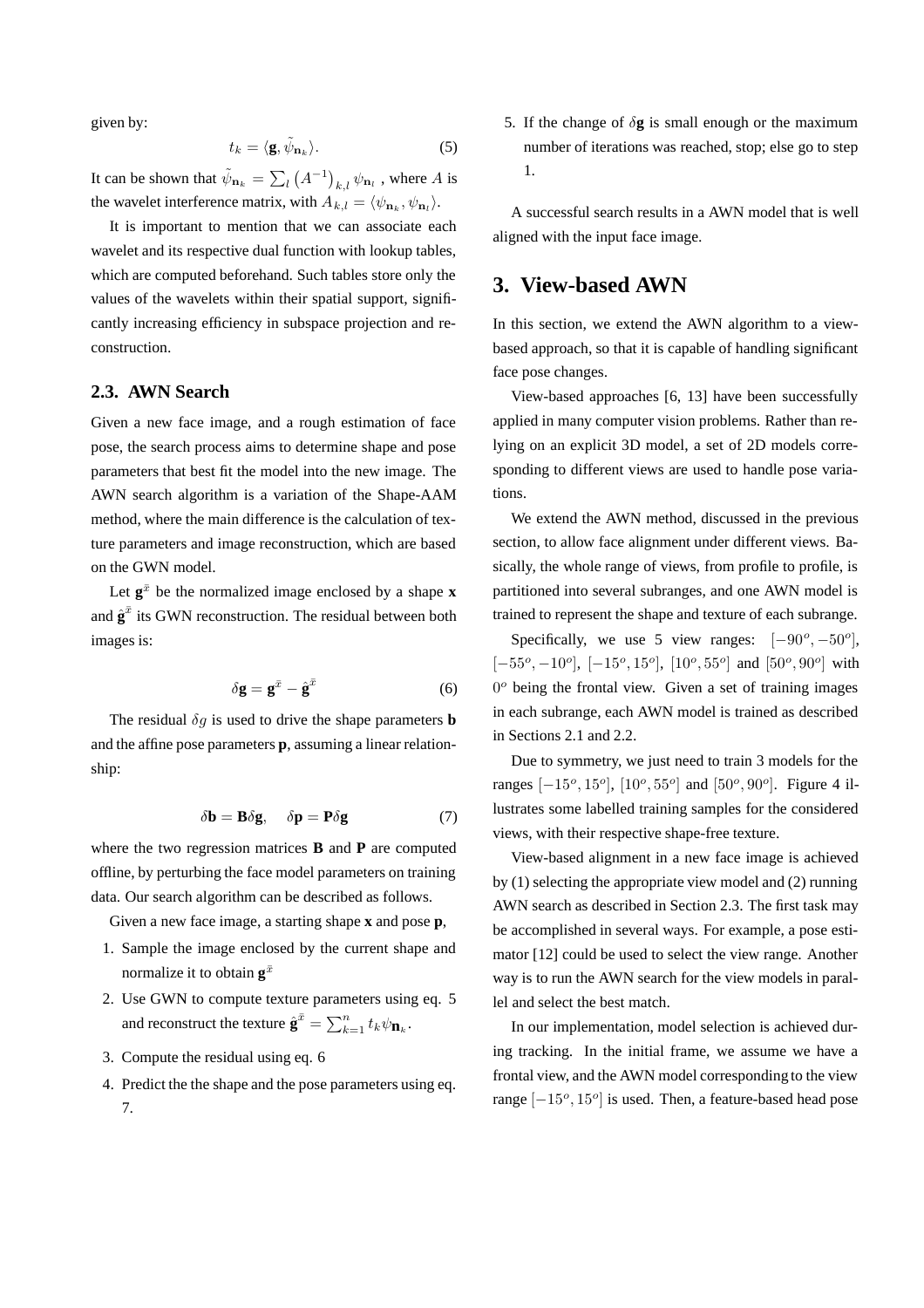given by:

$$t_k = \langle \mathbf{g}, \tilde{\psi}_{\mathbf{n}_k} \rangle. \tag{5}$$

It can be shown that $\tilde{\psi}_{\mathbf{n}_k} = \sum_l \left(A^{-1}\right)_{k,l} \psi_{\mathbf{n}_l}$ , where $A$ is the wavelet interference matrix, with $A_{k,l} = \langle \psi_{\mathbf{n}_k}, \psi_{\mathbf{n}_l} \rangle$.

It is important to mention that we can associate each wavelet and its respective dual function with lookup tables, which are computed beforehand. Such tables store only the values of the wavelets within their spatial support, significantly increasing efficiency in subspace projection and reconstruction.

### 2.3. AWN Search

Given a new face image, and a rough estimation of face pose, the search process aims to determine shape and pose parameters that best fit the model into the new image. The AWN search algorithm is a variation of the Shape-AAM method, where the main difference is the calculation of texture parameters and image reconstruction, which are based on the GWN model.

Let $\mathbf{g}^{\bar{x}}$ be the normalized image enclosed by a shape $\mathbf{x}$ and $\hat{\mathbf{g}}^{\bar{x}}$ its GWN reconstruction. The residual between both images is:

$$\delta \mathbf{g} = \mathbf{g}^{\bar{x}} - \hat{\mathbf{g}}^{\bar{x}} \tag{6}$$

The residual $\delta g$ is used to drive the shape parameters $\mathbf{b}$ and the affine pose parameters $\mathbf{p}$, assuming a linear relationship:

$$\delta \mathbf{b} = \mathbf{B} \delta \mathbf{g}, \quad \delta \mathbf{p} = \mathbf{P} \delta \mathbf{g} \tag{7}$$

where the two regression matrices $\mathbf{B}$ and $\mathbf{P}$ are computed offline, by perturbing the face model parameters on training data. Our search algorithm can be described as follows.

Given a new face image, a starting shape $\mathbf{x}$ and pose $\mathbf{p}$,

1. Sample the image enclosed by the current shape and normalize it to obtain $\mathbf{g}^{\bar{x}}$
2. Use GWN to compute texture parameters using eq. 5 and reconstruct the texture $\hat{\mathbf{g}}^{\bar{x}} = \sum_{k=1}^{n} t_k \psi_{\mathbf{n}_k}$.
3. Compute the residual using eq. 6
4. Predict the the shape and the pose parameters using eq. 7.
5. If the change of $\delta\mathbf{g}$ is small enough or the maximum number of iterations was reached, stop; else go to step 1.

A successful search results in a AWN model that is well aligned with the input face image.

## 3. View-based AWN

In this section, we extend the AWN algorithm to a view-based approach, so that it is capable of handling significant face pose changes.

View-based approaches [6, 13] have been successfully applied in many computer vision problems. Rather than relying on an explicit 3D model, a set of 2D models corresponding to different views are used to handle pose variations.

We extend the AWN method, discussed in the previous section, to allow face alignment under different views. Basically, the whole range of views, from profile to profile, is partitioned into several subranges, and one AWN model is trained to represent the shape and texture of each subrange.

Specifically, we use 5 view ranges: $[-90^o, -50^o]$, $[-55^o, -10^o]$, $[-15^o, 15^o]$, $[10^o, 55^o]$ and $[50^o, 90^o]$ with $0^o$ being the frontal view. Given a set of training images in each subrange, each AWN model is trained as described in Sections 2.1 and 2.2.

Due to symmetry, we just need to train 3 models for the ranges $[-15^o, 15^o]$, $[10^o, 55^o]$ and $[50^o, 90^o]$. Figure 4 illustrates some labelled training samples for the considered views, with their respective shape-free texture.

View-based alignment in a new face image is achieved by (1) selecting the appropriate view model and (2) running AWN search as described in Section 2.3. The first task may be accomplished in several ways. For example, a pose estimator [12] could be used to select the view range. Another way is to run the AWN search for the view models in parallel and select the best match.

In our implementation, model selection is achieved during tracking. In the initial frame, we assume we have a frontal view, and the AWN model corresponding to the view range $[-15^o, 15^o]$ is used. Then, a feature-based head pose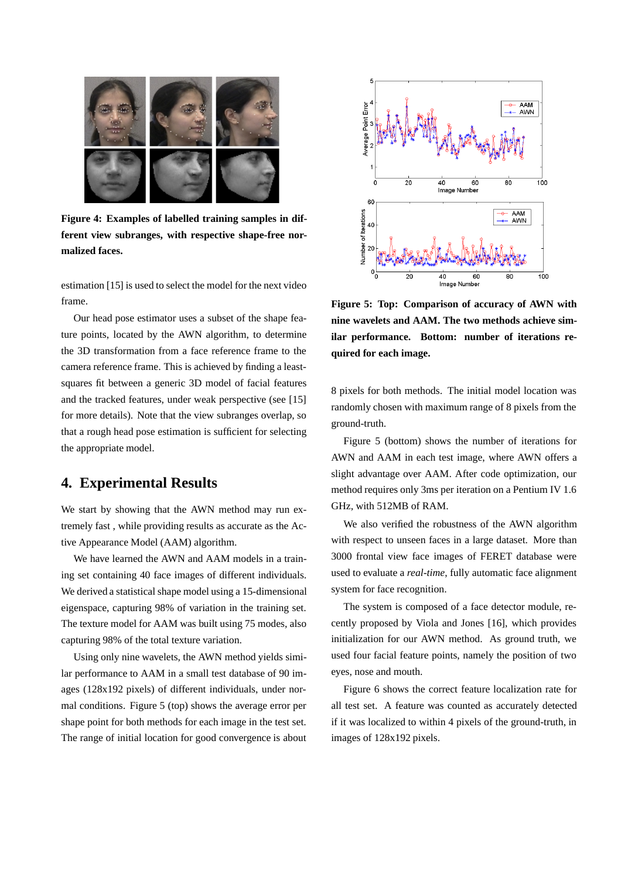**Figure 4: Examples of labelled training samples in different view subranges, with respective shape-free normalized faces.**

estimation [15] is used to select the model for the next video frame.

Our head pose estimator uses a subset of the shape feature points, located by the AWN algorithm, to determine the 3D transformation from a face reference frame to the camera reference frame. This is achieved by finding a least-squares fit between a generic 3D model of facial features and the tracked features, under weak perspective (see [15] for more details). Note that the view subranges overlap, so that a rough head pose estimation is sufficient for selecting the appropriate model.

# 4. Experimental Results

We start by showing that the AWN method may run extremely fast , while providing results as accurate as the Active Appearance Model (AAM) algorithm.

We have learned the AWN and AAM models in a training set containing 40 face images of different individuals. We derived a statistical shape model using a 15-dimensional eigenspace, capturing 98% of variation in the training set. The texture model for AAM was built using 75 modes, also capturing 98% of the total texture variation.

Using only nine wavelets, the AWN method yields similar performance to AAM in a small test database of 90 images (128x192 pixels) of different individuals, under normal conditions. Figure 5 (top) shows the average error per shape point for both methods for each image in the test set. The range of initial location for good convergence is about 8 pixels for both methods. The initial model location was randomly chosen with maximum range of 8 pixels from the ground-truth.

**Figure 5: Top: Comparison of accuracy of AWN with nine wavelets and AAM. The two methods achieve similar performance. Bottom: number of iterations required for each image.**

Figure 5 (bottom) shows the number of iterations for AWN and AAM in each test image, where AWN offers a slight advantage over AAM. After code optimization, our method requires only 3ms per iteration on a Pentium IV 1.6 GHz, with 512MB of RAM.

We also verified the robustness of the AWN algorithm with respect to unseen faces in a large dataset. More than 3000 frontal view face images of FERET database were used to evaluate a *real-time*, fully automatic face alignment system for face recognition.

The system is composed of a face detector module, recently proposed by Viola and Jones [16], which provides initialization for our AWN method. As ground truth, we used four facial feature points, namely the position of two eyes, nose and mouth.

Figure 6 shows the correct feature localization rate for all test set. A feature was counted as accurately detected if it was localized to within 4 pixels of the ground-truth, in images of 128x192 pixels.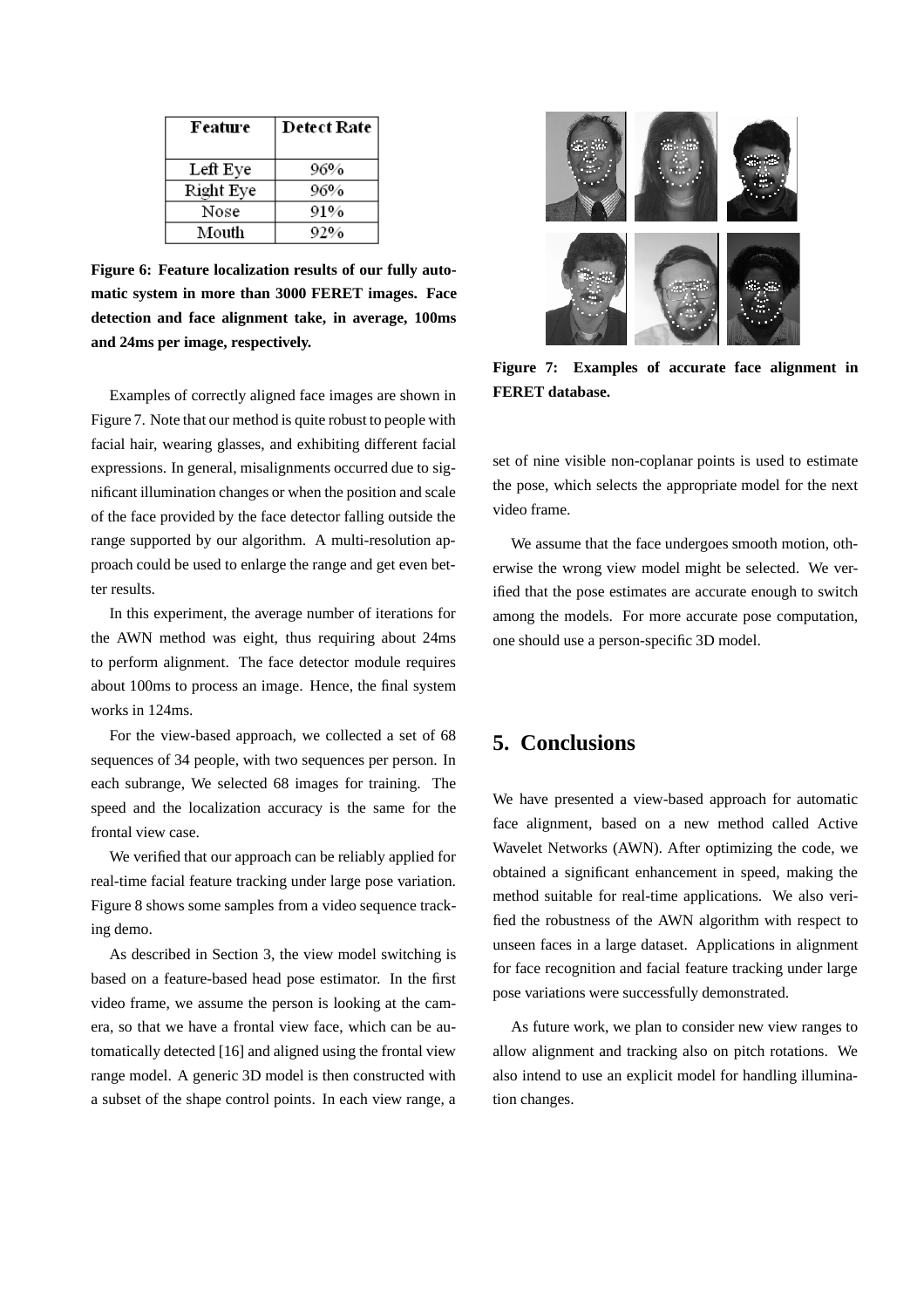| Feature | Detect Rate |
|---|---|
| Left Eye | 96% |
| Right Eye | 96% |
| Nose | 91% |
| Mouth | 92% |

**Figure 6: Feature localization results of our fully automatic system in more than 3000 FERET images. Face detection and face alignment take, in average, 100ms and 24ms per image, respectively.**

Examples of correctly aligned face images are shown in Figure 7. Note that our method is quite robust to people with facial hair, wearing glasses, and exhibiting different facial expressions. In general, misalignments occurred due to significant illumination changes or when the position and scale of the face provided by the face detector falling outside the range supported by our algorithm. A multi-resolution approach could be used to enlarge the range and get even better results.

In this experiment, the average number of iterations for the AWN method was eight, thus requiring about 24ms to perform alignment. The face detector module requires about 100ms to process an image. Hence, the final system works in 124ms.

For the view-based approach, we collected a set of 68 sequences of 34 people, with two sequences per person. In each subrange, We selected 68 images for training. The speed and the localization accuracy is the same for the frontal view case.

We verified that our approach can be reliably applied for real-time facial feature tracking under large pose variation. Figure 8 shows some samples from a video sequence tracking demo.

As described in Section 3, the view model switching is based on a feature-based head pose estimator. In the first video frame, we assume the person is looking at the camera, so that we have a frontal view face, which can be automatically detected [16] and aligned using the frontal view range model. A generic 3D model is then constructed with a subset of the shape control points. In each view range, a set of nine visible non-coplanar points is used to estimate the pose, which selects the appropriate model for the next video frame.

**Figure 7: Examples of accurate face alignment in FERET database.**

We assume that the face undergoes smooth motion, otherwise the wrong view model might be selected. We verified that the pose estimates are accurate enough to switch among the models. For more accurate pose computation, one should use a person-specific 3D model.

## 5. Conclusions

We have presented a view-based approach for automatic face alignment, based on a new method called Active Wavelet Networks (AWN). After optimizing the code, we obtained a significant enhancement in speed, making the method suitable for real-time applications. We also verified the robustness of the AWN algorithm with respect to unseen faces in a large dataset. Applications in alignment for face recognition and facial feature tracking under large pose variations were successfully demonstrated.

As future work, we plan to consider new view ranges to allow alignment and tracking also on pitch rotations. We also intend to use an explicit model for handling illumination changes.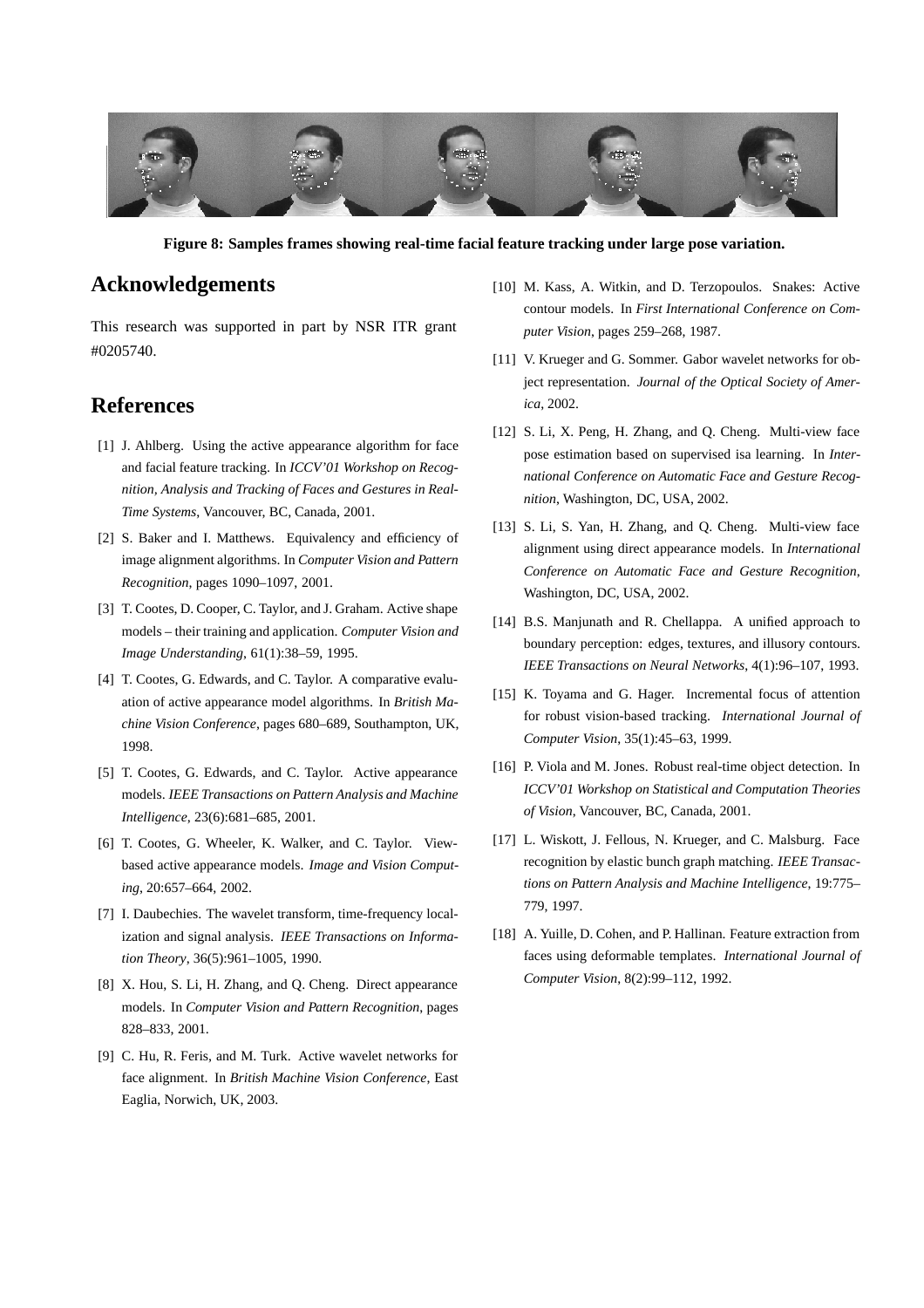**Figure 8: Samples frames showing real-time facial feature tracking under large pose variation.**

## Acknowledgements

This research was supported in part by NSR ITR grant #0205740.

## References

[1] J. Ahlberg. Using the active appearance algorithm for face and facial feature tracking. In *ICCV'01 Workshop on Recognition, Analysis and Tracking of Faces and Gestures in Real-Time Systems*, Vancouver, BC, Canada, 2001.

[2] S. Baker and I. Matthews. Equivalency and efficiency of image alignment algorithms. In *Computer Vision and Pattern Recognition*, pages 1090–1097, 2001.

[3] T. Cootes, D. Cooper, C. Taylor, and J. Graham. Active shape models – their training and application. *Computer Vision and Image Understanding*, 61(1):38–59, 1995.

[4] T. Cootes, G. Edwards, and C. Taylor. A comparative evaluation of active appearance model algorithms. In *British Machine Vision Conference*, pages 680–689, Southampton, UK, 1998.

[5] T. Cootes, G. Edwards, and C. Taylor. Active appearance models. *IEEE Transactions on Pattern Analysis and Machine Intelligence*, 23(6):681–685, 2001.

[6] T. Cootes, G. Wheeler, K. Walker, and C. Taylor. View-based active appearance models. *Image and Vision Computing*, 20:657–664, 2002.

[7] I. Daubechies. The wavelet transform, time-frequency localization and signal analysis. *IEEE Transactions on Information Theory*, 36(5):961–1005, 1990.

[8] X. Hou, S. Li, H. Zhang, and Q. Cheng. Direct appearance models. In *Computer Vision and Pattern Recognition*, pages 828–833, 2001.

[9] C. Hu, R. Feris, and M. Turk. Active wavelet networks for face alignment. In *British Machine Vision Conference*, East Eaglia, Norwich, UK, 2003.

[10] M. Kass, A. Witkin, and D. Terzopoulos. Snakes: Active contour models. In *First International Conference on Computer Vision*, pages 259–268, 1987.

[11] V. Krueger and G. Sommer. Gabor wavelet networks for object representation. *Journal of the Optical Society of America*, 2002.

[12] S. Li, X. Peng, H. Zhang, and Q. Cheng. Multi-view face pose estimation based on supervised isa learning. In *International Conference on Automatic Face and Gesture Recognition*, Washington, DC, USA, 2002.

[13] S. Li, S. Yan, H. Zhang, and Q. Cheng. Multi-view face alignment using direct appearance models. In *International Conference on Automatic Face and Gesture Recognition*, Washington, DC, USA, 2002.

[14] B.S. Manjunath and R. Chellappa. A unified approach to boundary perception: edges, textures, and illusory contours. *IEEE Transactions on Neural Networks*, 4(1):96–107, 1993.

[15] K. Toyama and G. Hager. Incremental focus of attention for robust vision-based tracking. *International Journal of Computer Vision*, 35(1):45–63, 1999.

[16] P. Viola and M. Jones. Robust real-time object detection. In *ICCV'01 Workshop on Statistical and Computation Theories of Vision*, Vancouver, BC, Canada, 2001.

[17] L. Wiskott, J. Fellous, N. Krueger, and C. Malsburg. Face recognition by elastic bunch graph matching. *IEEE Transactions on Pattern Analysis and Machine Intelligence*, 19:775–779, 1997.

[18] A. Yuille, D. Cohen, and P. Hallinan. Feature extraction from faces using deformable templates. *International Journal of Computer Vision*, 8(2):99–112, 1992.